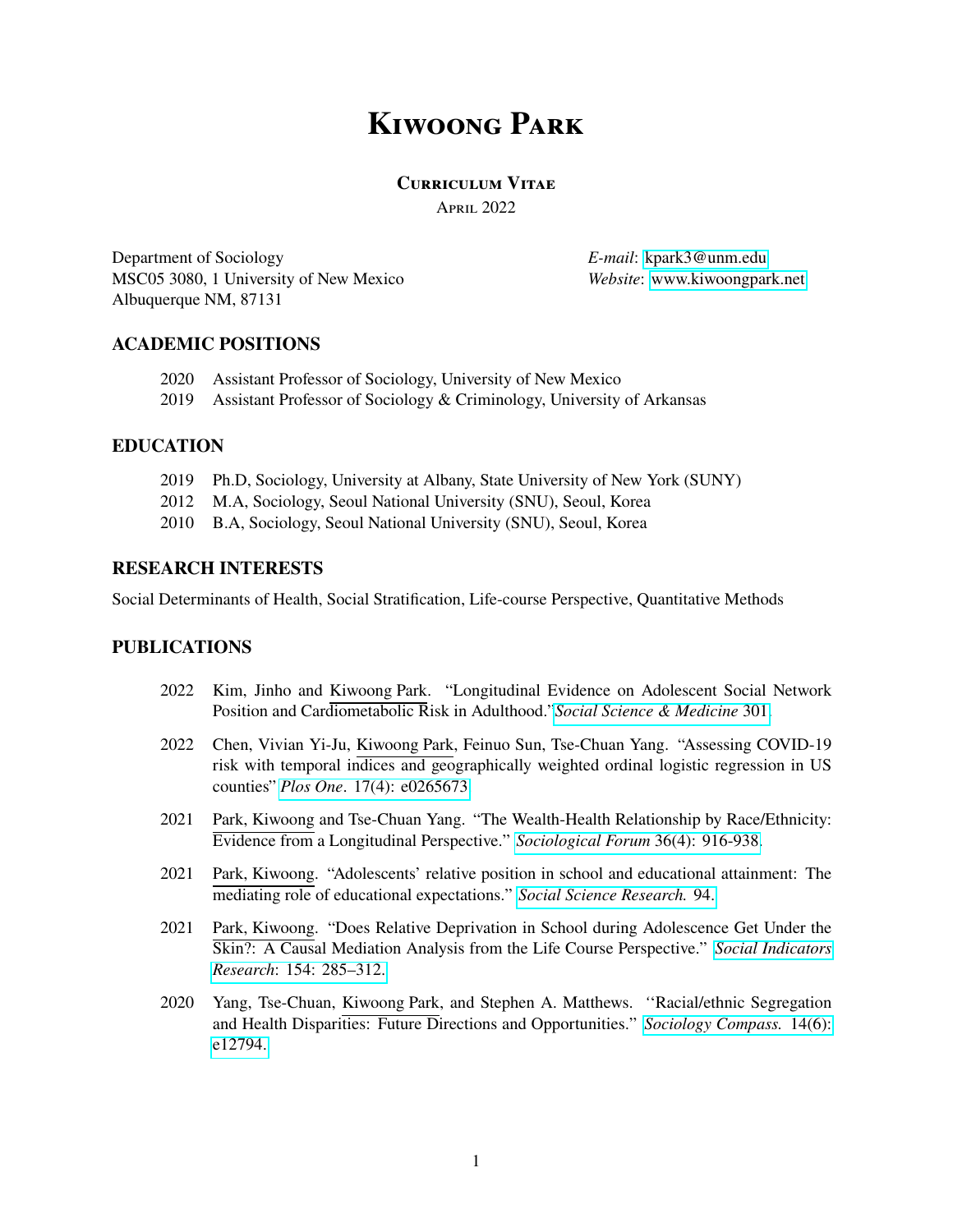# Kiwoong Park

**Curriculum Vitae**

April 2022

Department of Sociology
MSC05 3080, 1 University of New Mexico
Albuquerque NM, 87131

*E-mail*: kpark3@unm.edu
*Website*: www.kiwoongpark.net

## ACADEMIC POSITIONS

2020 Assistant Professor of Sociology, University of New Mexico
2019 Assistant Professor of Sociology & Criminology, University of Arkansas

## EDUCATION

2019 Ph.D, Sociology, University at Albany, State University of New York (SUNY)
2012 M.A, Sociology, Seoul National University (SNU), Seoul, Korea
2010 B.A, Sociology, Seoul National University (SNU), Seoul, Korea

## RESEARCH INTERESTS

Social Determinants of Health, Social Stratification, Life-course Perspective, Quantitative Methods

## PUBLICATIONS

2022 Kim, Jinho and Kiwoong Park. "Longitudinal Evidence on Adolescent Social Network Position and Cardiometabolic Risk in Adulthood." *Social Science & Medicine* 301.

2022 Chen, Vivian Yi-Ju, Kiwoong Park, Feinuo Sun, Tse-Chuan Yang. "Assessing COVID-19 risk with temporal indices and geographically weighted ordinal logistic regression in US counties" *Plos One*. 17(4): e0265673

2021 Park, Kiwoong and Tse-Chuan Yang. "The Wealth-Health Relationship by Race/Ethnicity: Evidence from a Longitudinal Perspective." *Sociological Forum* 36(4): 916-938.

2021 Park, Kiwoong. "Adolescents' relative position in school and educational attainment: The mediating role of educational expectations." *Social Science Research.* 94.

2021 Park, Kiwoong. "Does Relative Deprivation in School during Adolescence Get Under the Skin?: A Causal Mediation Analysis from the Life Course Perspective." *Social Indicators Research*: 154: 285–312.

2020 Yang, Tse-Chuan, Kiwoong Park, and Stephen A. Matthews. "Racial/ethnic Segregation and Health Disparities: Future Directions and Opportunities." *Sociology Compass.* 14(6): e12794.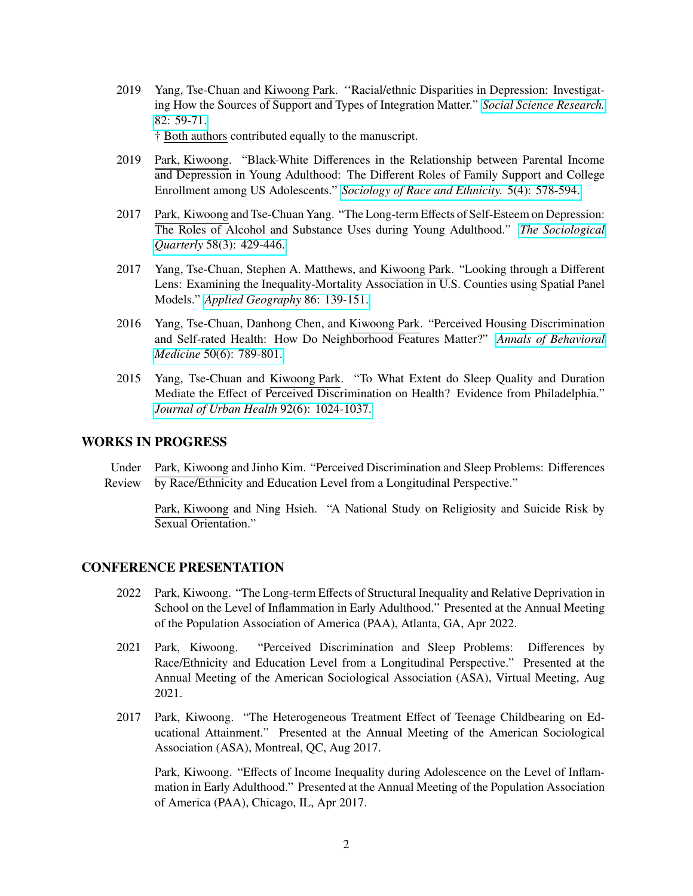2019 Yang, Tse-Chuan and Kiwoong Park. ''Racial/ethnic Disparities in Depression: Investigating How the Sources of Support and Types of Integration Matter." *Social Science Research.* 82: 59-71.
† Both authors contributed equally to the manuscript.

2019 Park, Kiwoong. "Black-White Differences in the Relationship between Parental Income and Depression in Young Adulthood: The Different Roles of Family Support and College Enrollment among US Adolescents." *Sociology of Race and Ethnicity.* 5(4): 578-594.

2017 Park, Kiwoong and Tse-Chuan Yang. "The Long-term Effects of Self-Esteem on Depression: The Roles of Alcohol and Substance Uses during Young Adulthood." *The Sociological Quarterly* 58(3): 429-446.

2017 Yang, Tse-Chuan, Stephen A. Matthews, and Kiwoong Park. "Looking through a Different Lens: Examining the Inequality-Mortality Association in U.S. Counties using Spatial Panel Models." *Applied Geography* 86: 139-151.

2016 Yang, Tse-Chuan, Danhong Chen, and Kiwoong Park. "Perceived Housing Discrimination and Self-rated Health: How Do Neighborhood Features Matter?" *Annals of Behavioral Medicine* 50(6): 789-801.

2015 Yang, Tse-Chuan and Kiwoong Park. "To What Extent do Sleep Quality and Duration Mediate the Effect of Perceived Discrimination on Health? Evidence from Philadelphia." *Journal of Urban Health* 92(6): 1024-1037.

## WORKS IN PROGRESS

Under Review Park, Kiwoong and Jinho Kim. "Perceived Discrimination and Sleep Problems: Differences by Race/Ethnicity and Education Level from a Longitudinal Perspective."

Park, Kiwoong and Ning Hsieh. "A National Study on Religiosity and Suicide Risk by Sexual Orientation."

## CONFERENCE PRESENTATION

2022 Park, Kiwoong. "The Long-term Effects of Structural Inequality and Relative Deprivation in School on the Level of Inflammation in Early Adulthood." Presented at the Annual Meeting of the Population Association of America (PAA), Atlanta, GA, Apr 2022.

2021 Park, Kiwoong. "Perceived Discrimination and Sleep Problems: Differences by Race/Ethnicity and Education Level from a Longitudinal Perspective." Presented at the Annual Meeting of the American Sociological Association (ASA), Virtual Meeting, Aug 2021.

2017 Park, Kiwoong. "The Heterogeneous Treatment Effect of Teenage Childbearing on Educational Attainment." Presented at the Annual Meeting of the American Sociological Association (ASA), Montreal, QC, Aug 2017.

Park, Kiwoong. "Effects of Income Inequality during Adolescence on the Level of Inflammation in Early Adulthood." Presented at the Annual Meeting of the Population Association of America (PAA), Chicago, IL, Apr 2017.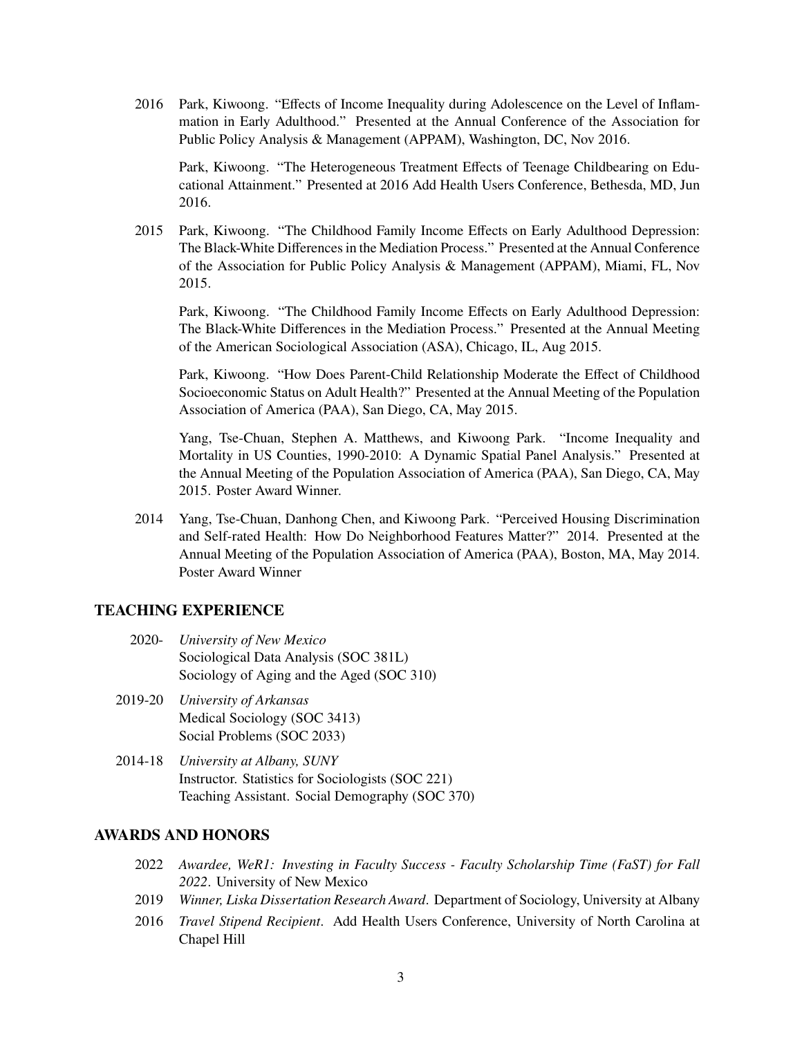2016 Park, Kiwoong. "Effects of Income Inequality during Adolescence on the Level of Inflammation in Early Adulthood." Presented at the Annual Conference of the Association for Public Policy Analysis & Management (APPAM), Washington, DC, Nov 2016.

Park, Kiwoong. "The Heterogeneous Treatment Effects of Teenage Childbearing on Educational Attainment." Presented at 2016 Add Health Users Conference, Bethesda, MD, Jun 2016.

2015 Park, Kiwoong. "The Childhood Family Income Effects on Early Adulthood Depression: The Black-White Differences in the Mediation Process." Presented at the Annual Conference of the Association for Public Policy Analysis & Management (APPAM), Miami, FL, Nov 2015.

Park, Kiwoong. "The Childhood Family Income Effects on Early Adulthood Depression: The Black-White Differences in the Mediation Process." Presented at the Annual Meeting of the American Sociological Association (ASA), Chicago, IL, Aug 2015.

Park, Kiwoong. "How Does Parent-Child Relationship Moderate the Effect of Childhood Socioeconomic Status on Adult Health?" Presented at the Annual Meeting of the Population Association of America (PAA), San Diego, CA, May 2015.

Yang, Tse-Chuan, Stephen A. Matthews, and Kiwoong Park. "Income Inequality and Mortality in US Counties, 1990-2010: A Dynamic Spatial Panel Analysis." Presented at the Annual Meeting of the Population Association of America (PAA), San Diego, CA, May 2015. Poster Award Winner.

2014 Yang, Tse-Chuan, Danhong Chen, and Kiwoong Park. "Perceived Housing Discrimination and Self-rated Health: How Do Neighborhood Features Matter?" 2014. Presented at the Annual Meeting of the Population Association of America (PAA), Boston, MA, May 2014. Poster Award Winner

## TEACHING EXPERIENCE

2020- *University of New Mexico*
Sociological Data Analysis (SOC 381L)
Sociology of Aging and the Aged (SOC 310)

2019-20 *University of Arkansas*
Medical Sociology (SOC 3413)
Social Problems (SOC 2033)

2014-18 *University at Albany, SUNY*
Instructor. Statistics for Sociologists (SOC 221)
Teaching Assistant. Social Demography (SOC 370)

## AWARDS AND HONORS

2022 *Awardee, WeR1: Investing in Faculty Success - Faculty Scholarship Time (FaST) for Fall 2022*. University of New Mexico

2019 *Winner, Liska Dissertation Research Award*. Department of Sociology, University at Albany

2016 *Travel Stipend Recipient*. Add Health Users Conference, University of North Carolina at Chapel Hill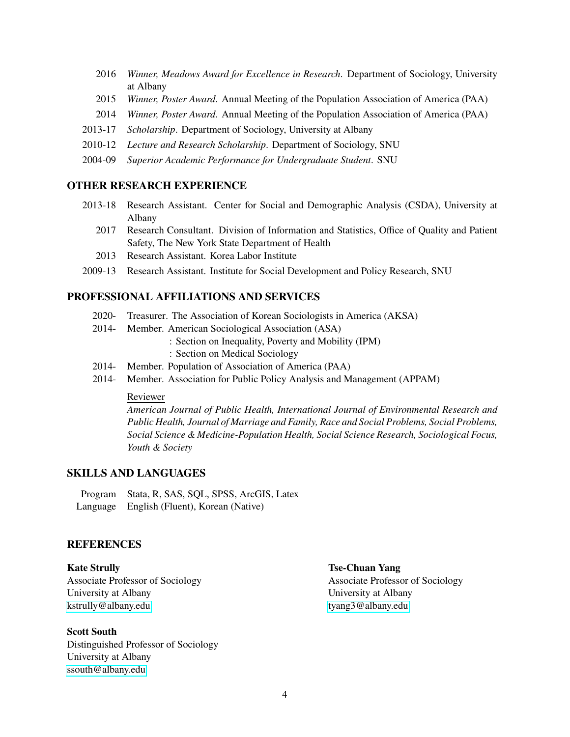- 2016 *Winner, Meadows Award for Excellence in Research*. Department of Sociology, University at Albany
- 2015 *Winner, Poster Award*. Annual Meeting of the Population Association of America (PAA)
- 2014 *Winner, Poster Award*. Annual Meeting of the Population Association of America (PAA)
- 2013-17 *Scholarship*. Department of Sociology, University at Albany
- 2010-12 *Lecture and Research Scholarship*. Department of Sociology, SNU
- 2004-09 *Superior Academic Performance for Undergraduate Student*. SNU

## OTHER RESEARCH EXPERIENCE

- 2013-18 Research Assistant. Center for Social and Demographic Analysis (CSDA), University at Albany
- 2017 Research Consultant. Division of Information and Statistics, Office of Quality and Patient Safety, The New York State Department of Health
- 2013 Research Assistant. Korea Labor Institute
- 2009-13 Research Assistant. Institute for Social Development and Policy Research, SNU

## PROFESSIONAL AFFILIATIONS AND SERVICES

- 2020- Treasurer. The Association of Korean Sociologists in America (AKSA)
- 2014- Member. American Sociological Association (ASA)
  - : Section on Inequality, Poverty and Mobility (IPM)
  - : Section on Medical Sociology
- 2014- Member. Population of Association of America (PAA)
- 2014- Member. Association for Public Policy Analysis and Management (APPAM)

Reviewer

*American Journal of Public Health, International Journal of Environmental Research and Public Health, Journal of Marriage and Family, Race and Social Problems, Social Problems, Social Science & Medicine-Population Health, Social Science Research, Sociological Focus, Youth & Society*

## SKILLS AND LANGUAGES

Program Stata, R, SAS, SQL, SPSS, ArcGIS, Latex

Language English (Fluent), Korean (Native)

## REFERENCES

**Kate Strully**
Associate Professor of Sociology
University at Albany
kstrully@albany.edu

**Tse-Chuan Yang**
Associate Professor of Sociology
University at Albany
tyang3@albany.edu

**Scott South**
Distinguished Professor of Sociology
University at Albany
ssouth@albany.edu